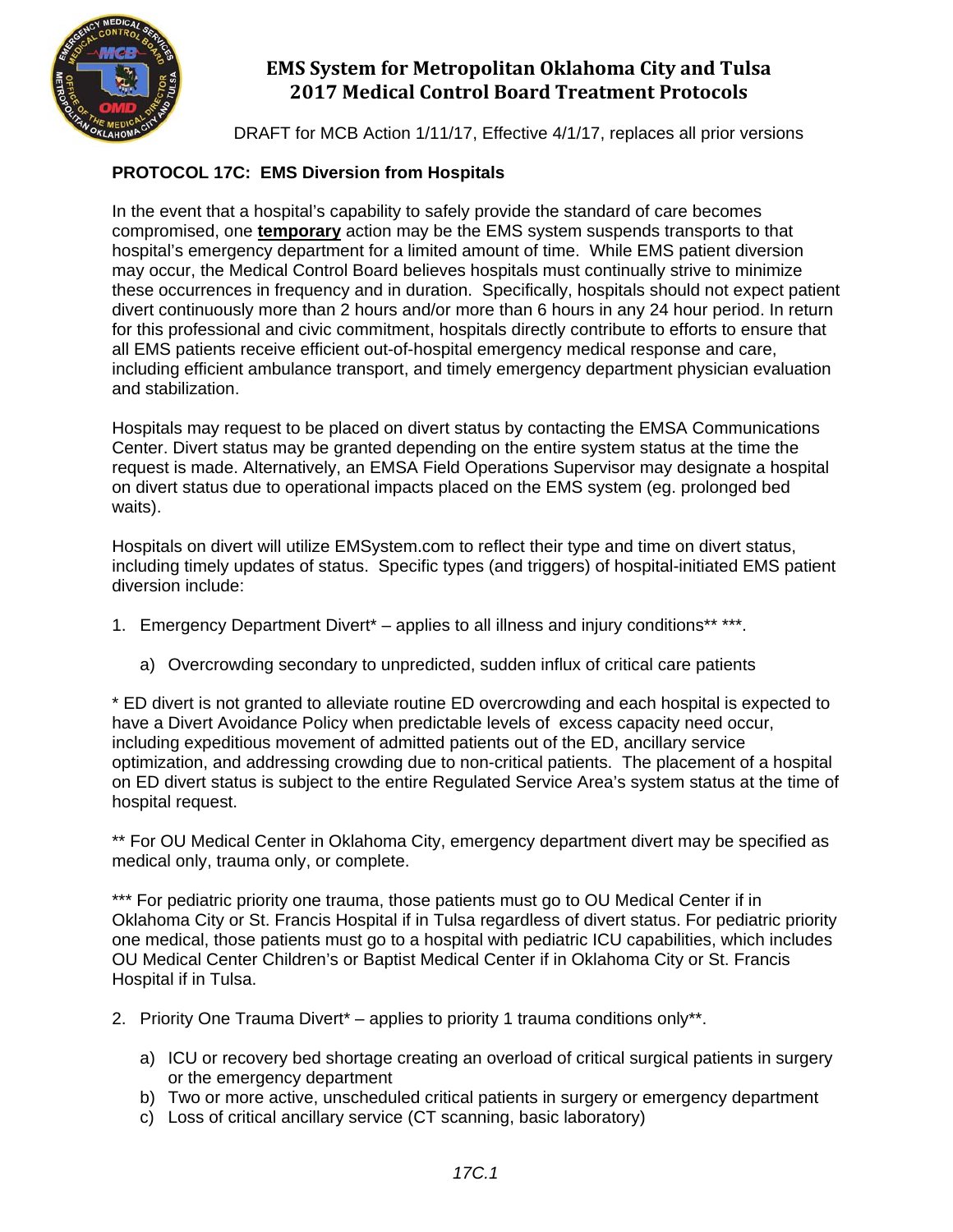# EMS System for Metropolitan Oklahoma City and Tulsa
# 2017 Medical Control Board Treatment Protocols

DRAFT for MCB Action 1/11/17, Effective 4/1/17, replaces all prior versions

## PROTOCOL 17C: EMS Diversion from Hospitals

In the event that a hospital's capability to safely provide the standard of care becomes compromised, one **temporary** action may be the EMS system suspends transports to that hospital's emergency department for a limited amount of time. While EMS patient diversion may occur, the Medical Control Board believes hospitals must continually strive to minimize these occurrences in frequency and in duration. Specifically, hospitals should not expect patient divert continuously more than 2 hours and/or more than 6 hours in any 24 hour period. In return for this professional and civic commitment, hospitals directly contribute to efforts to ensure that all EMS patients receive efficient out-of-hospital emergency medical response and care, including efficient ambulance transport, and timely emergency department physician evaluation and stabilization.

Hospitals may request to be placed on divert status by contacting the EMSA Communications Center. Divert status may be granted depending on the entire system status at the time the request is made. Alternatively, an EMSA Field Operations Supervisor may designate a hospital on divert status due to operational impacts placed on the EMS system (eg. prolonged bed waits).

Hospitals on divert will utilize EMSystem.com to reflect their type and time on divert status, including timely updates of status. Specific types (and triggers) of hospital-initiated EMS patient diversion include:

1. Emergency Department Divert* – applies to all illness and injury conditions** ***.

   a) Overcrowding secondary to unpredicted, sudden influx of critical care patients

\* ED divert is not granted to alleviate routine ED overcrowding and each hospital is expected to have a Divert Avoidance Policy when predictable levels of excess capacity need occur, including expeditious movement of admitted patients out of the ED, ancillary service optimization, and addressing crowding due to non-critical patients. The placement of a hospital on ED divert status is subject to the entire Regulated Service Area's system status at the time of hospital request.

\*\* For OU Medical Center in Oklahoma City, emergency department divert may be specified as medical only, trauma only, or complete.

\*\*\* For pediatric priority one trauma, those patients must go to OU Medical Center if in Oklahoma City or St. Francis Hospital if in Tulsa regardless of divert status. For pediatric priority one medical, those patients must go to a hospital with pediatric ICU capabilities, which includes OU Medical Center Children's or Baptist Medical Center if in Oklahoma City or St. Francis Hospital if in Tulsa.

2. Priority One Trauma Divert* – applies to priority 1 trauma conditions only**.

   a) ICU or recovery bed shortage creating an overload of critical surgical patients in surgery or the emergency department
   b) Two or more active, unscheduled critical patients in surgery or emergency department
   c) Loss of critical ancillary service (CT scanning, basic laboratory)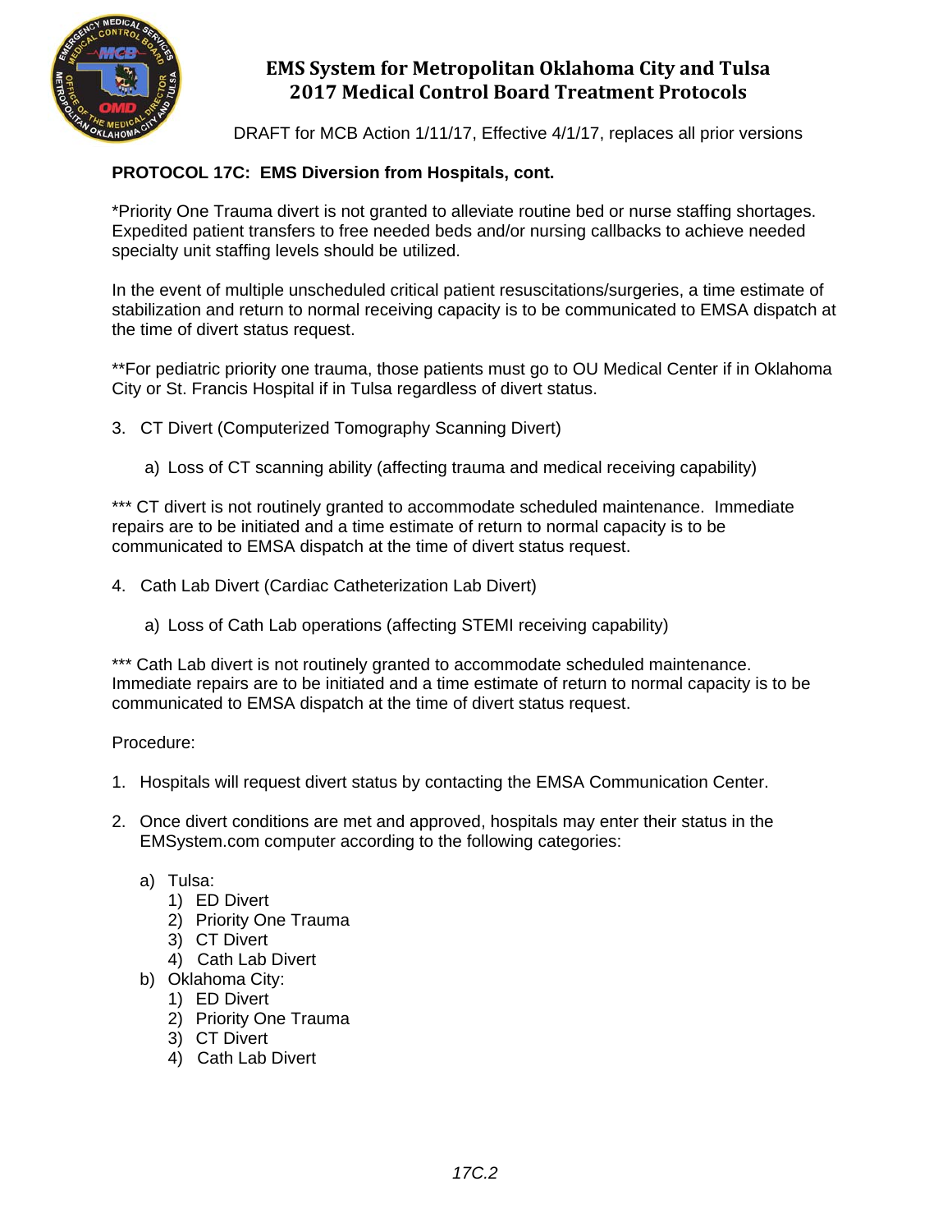**PROTOCOL 17C: EMS Diversion from Hospitals, cont.**

*Priority One Trauma divert is not granted to alleviate routine bed or nurse staffing shortages. Expedited patient transfers to free needed beds and/or nursing callbacks to achieve needed specialty unit staffing levels should be utilized.

In the event of multiple unscheduled critical patient resuscitations/surgeries, a time estimate of stabilization and return to normal receiving capacity is to be communicated to EMSA dispatch at the time of divert status request.

**For pediatric priority one trauma, those patients must go to OU Medical Center if in Oklahoma City or St. Francis Hospital if in Tulsa regardless of divert status.

3. CT Divert (Computerized Tomography Scanning Divert)

    a) Loss of CT scanning ability (affecting trauma and medical receiving capability)

*** CT divert is not routinely granted to accommodate scheduled maintenance. Immediate repairs are to be initiated and a time estimate of return to normal capacity is to be communicated to EMSA dispatch at the time of divert status request.

4. Cath Lab Divert (Cardiac Catheterization Lab Divert)

    a) Loss of Cath Lab operations (affecting STEMI receiving capability)

*** Cath Lab divert is not routinely granted to accommodate scheduled maintenance. Immediate repairs are to be initiated and a time estimate of return to normal capacity is to be communicated to EMSA dispatch at the time of divert status request.

Procedure:

1. Hospitals will request divert status by contacting the EMSA Communication Center.

2. Once divert conditions are met and approved, hospitals may enter their status in the EMSystem.com computer according to the following categories:

    a) Tulsa:
        1) ED Divert
        2) Priority One Trauma
        3) CT Divert
        4) Cath Lab Divert
    b) Oklahoma City:
        1) ED Divert
        2) Priority One Trauma
        3) CT Divert
        4) Cath Lab Divert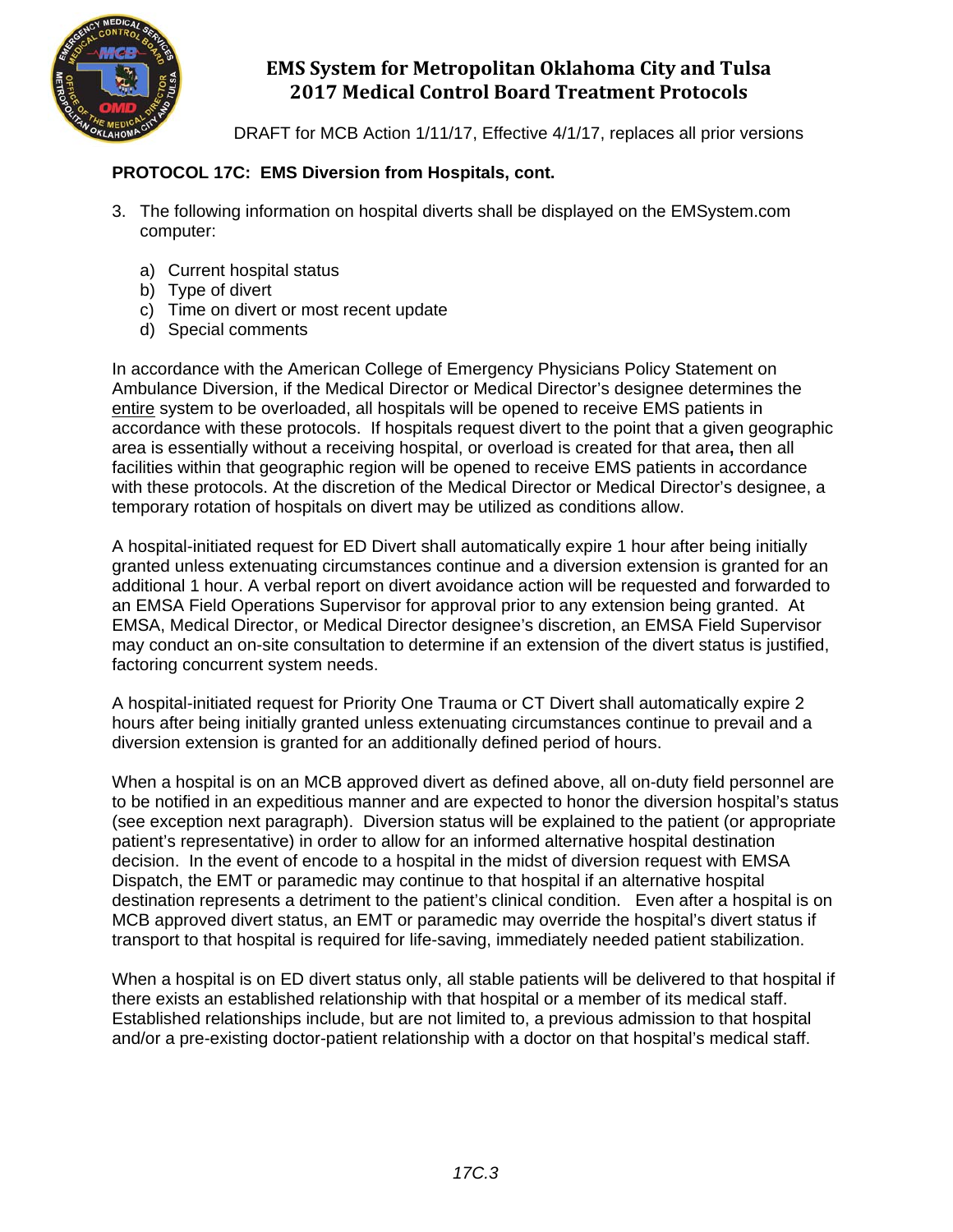**PROTOCOL 17C: EMS Diversion from Hospitals, cont.**

3. The following information on hospital diverts shall be displayed on the EMSystem.com computer:

    a) Current hospital status
    b) Type of divert
    c) Time on divert or most recent update
    d) Special comments

In accordance with the American College of Emergency Physicians Policy Statement on Ambulance Diversion, if the Medical Director or Medical Director's designee determines the entire system to be overloaded, all hospitals will be opened to receive EMS patients in accordance with these protocols. If hospitals request divert to the point that a given geographic area is essentially without a receiving hospital, or overload is created for that area**,** then all facilities within that geographic region will be opened to receive EMS patients in accordance with these protocols. At the discretion of the Medical Director or Medical Director's designee, a temporary rotation of hospitals on divert may be utilized as conditions allow.

A hospital-initiated request for ED Divert shall automatically expire 1 hour after being initially granted unless extenuating circumstances continue and a diversion extension is granted for an additional 1 hour. A verbal report on divert avoidance action will be requested and forwarded to an EMSA Field Operations Supervisor for approval prior to any extension being granted. At EMSA, Medical Director, or Medical Director designee's discretion, an EMSA Field Supervisor may conduct an on-site consultation to determine if an extension of the divert status is justified, factoring concurrent system needs.

A hospital-initiated request for Priority One Trauma or CT Divert shall automatically expire 2 hours after being initially granted unless extenuating circumstances continue to prevail and a diversion extension is granted for an additionally defined period of hours.

When a hospital is on an MCB approved divert as defined above, all on-duty field personnel are to be notified in an expeditious manner and are expected to honor the diversion hospital's status (see exception next paragraph). Diversion status will be explained to the patient (or appropriate patient's representative) in order to allow for an informed alternative hospital destination decision. In the event of encode to a hospital in the midst of diversion request with EMSA Dispatch, the EMT or paramedic may continue to that hospital if an alternative hospital destination represents a detriment to the patient's clinical condition. Even after a hospital is on MCB approved divert status, an EMT or paramedic may override the hospital's divert status if transport to that hospital is required for life-saving, immediately needed patient stabilization.

When a hospital is on ED divert status only, all stable patients will be delivered to that hospital if there exists an established relationship with that hospital or a member of its medical staff. Established relationships include, but are not limited to, a previous admission to that hospital and/or a pre-existing doctor-patient relationship with a doctor on that hospital's medical staff.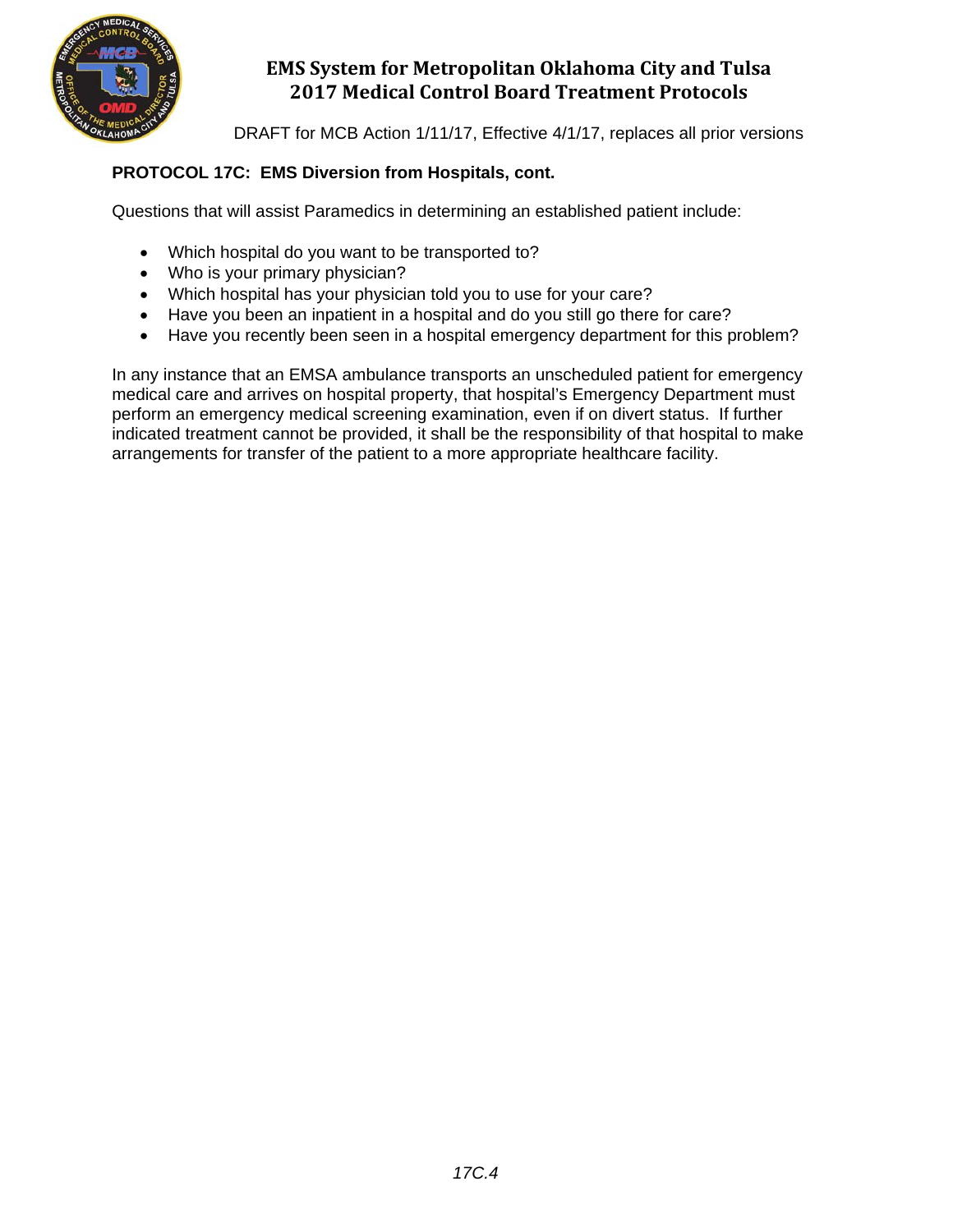### PROTOCOL 17C: EMS Diversion from Hospitals, cont.

Questions that will assist Paramedics in determining an established patient include:

- Which hospital do you want to be transported to?
- Who is your primary physician?
- Which hospital has your physician told you to use for your care?
- Have you been an inpatient in a hospital and do you still go there for care?
- Have you recently been seen in a hospital emergency department for this problem?

In any instance that an EMSA ambulance transports an unscheduled patient for emergency medical care and arrives on hospital property, that hospital's Emergency Department must perform an emergency medical screening examination, even if on divert status. If further indicated treatment cannot be provided, it shall be the responsibility of that hospital to make arrangements for transfer of the patient to a more appropriate healthcare facility.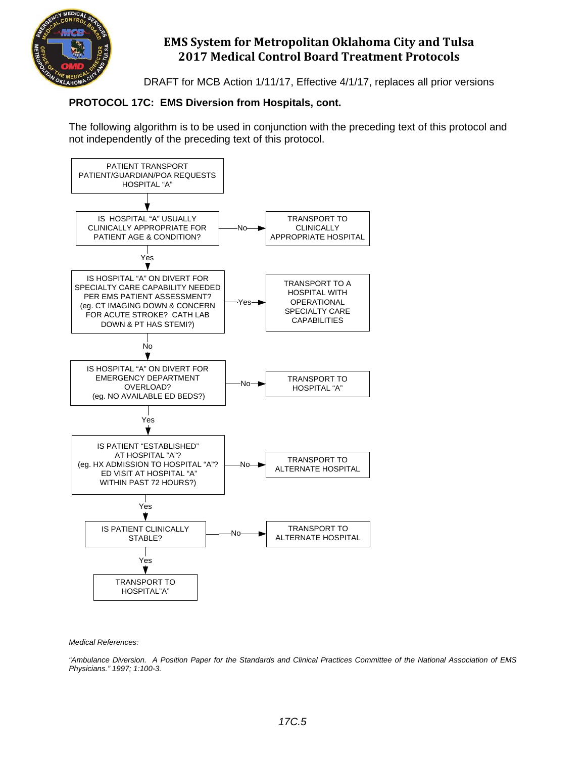# EMS System for Metropolitan Oklahoma City and Tulsa
# 2017 Medical Control Board Treatment Protocols

DRAFT for MCB Action 1/11/17, Effective 4/1/17, replaces all prior versions

**PROTOCOL 17C: EMS Diversion from Hospitals, cont.**

The following algorithm is to be used in conjunction with the preceding text of this protocol and not independently of the preceding text of this protocol.

PATIENT TRANSPORT PATIENT/GUARDIAN/POA REQUESTS HOSPITAL "A"

IS HOSPITAL "A" USUALLY CLINICALLY APPROPRIATE FOR PATIENT AGE & CONDITION?

No

TRANSPORT TO CLINICALLY APPROPRIATE HOSPITAL

Yes

IS HOSPITAL "A" ON DIVERT FOR SPECIALTY CARE CAPABILITY NEEDED PER EMS PATIENT ASSESSMENT? (eg. CT IMAGING DOWN & CONCERN FOR ACUTE STROKE? CATH LAB DOWN & PT HAS STEMI?)

Yes

TRANSPORT TO A HOSPITAL WITH OPERATIONAL SPECIALTY CARE CAPABILITIES

No

IS HOSPITAL "A" ON DIVERT FOR EMERGENCY DEPARTMENT OVERLOAD? (eg. NO AVAILABLE ED BEDS?)

No

TRANSPORT TO HOSPITAL "A"

Yes

IS PATIENT "ESTABLISHED" AT HOSPITAL "A"? (eg. HX ADMISSION TO HOSPITAL "A"? ED VISIT AT HOSPITAL "A" WITHIN PAST 72 HOURS?)

No

TRANSPORT TO ALTERNATE HOSPITAL

Yes

IS PATIENT CLINICALLY STABLE?

No

TRANSPORT TO ALTERNATE HOSPITAL

Yes

TRANSPORT TO HOSPITAL"A"

*Medical References:*

*"Ambulance Diversion. A Position Paper for the Standards and Clinical Practices Committee of the National Association of EMS Physicians." 1997; 1:100-3.*